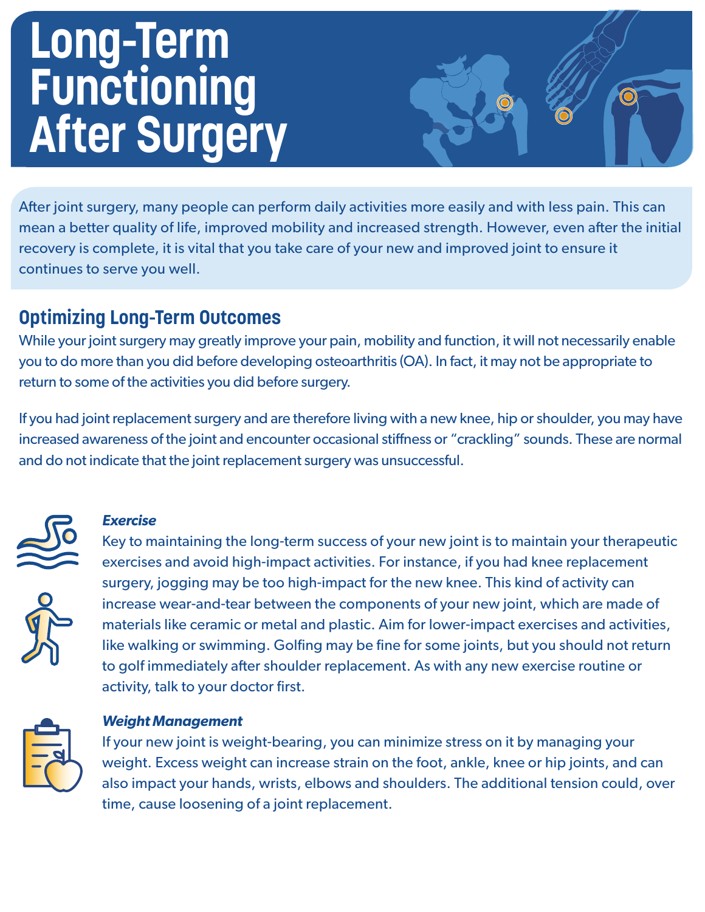# Long-Term Functioning After Surgery

After joint surgery, many people can perform daily activities more easily and with less pain. This can mean a better quality of life, improved mobility and increased strength. However, even after the initial recovery is complete, it is vital that you take care of your new and improved joint to ensure it continues to serve you well.

## Optimizing Long-Term Outcomes

While your joint surgery may greatly improve your pain, mobility and function, it will not necessarily enable you to do more than you did before developing osteoarthritis (OA). In fact, it may not be appropriate to return to some of the activities you did before surgery.

If you had joint replacement surgery and are therefore living with a new knee, hip or shoulder, you may have increased awareness of the joint and encounter occasional stiffness or "crackling" sounds. These are normal and do not indicate that the joint replacement surgery was unsuccessful.

### *Exercise*

Key to maintaining the long-term success of your new joint is to maintain your therapeutic exercises and avoid high-impact activities. For instance, if you had knee replacement surgery, jogging may be too high-impact for the new knee. This kind of activity can increase wear-and-tear between the components of your new joint, which are made of materials like ceramic or metal and plastic. Aim for lower-impact exercises and activities, like walking or swimming. Golfing may be fine for some joints, but you should not return to golf immediately after shoulder replacement. As with any new exercise routine or activity, talk to your doctor first.

### *Weight Management*

If your new joint is weight-bearing, you can minimize stress on it by managing your weight. Excess weight can increase strain on the foot, ankle, knee or hip joints, and can also impact your hands, wrists, elbows and shoulders. The additional tension could, over time, cause loosening of a joint replacement.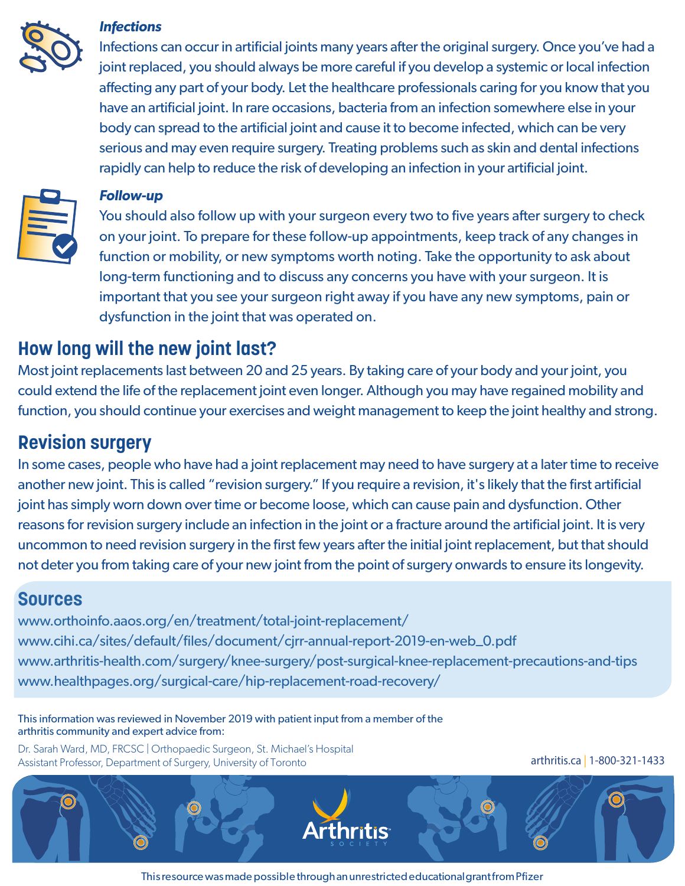### *Infections*

Infections can occur in artificial joints many years after the original surgery. Once you've had a joint replaced, you should always be more careful if you develop a systemic or local infection affecting any part of your body. Let the healthcare professionals caring for you know that you have an artificial joint. In rare occasions, bacteria from an infection somewhere else in your body can spread to the artificial joint and cause it to become infected, which can be very serious and may even require surgery. Treating problems such as skin and dental infections rapidly can help to reduce the risk of developing an infection in your artificial joint.

### *Follow-up*

You should also follow up with your surgeon every two to five years after surgery to check on your joint. To prepare for these follow-up appointments, keep track of any changes in function or mobility, or new symptoms worth noting. Take the opportunity to ask about long-term functioning and to discuss any concerns you have with your surgeon. It is important that you see your surgeon right away if you have any new symptoms, pain or dysfunction in the joint that was operated on.

## How long will the new joint last?

Most joint replacements last between 20 and 25 years. By taking care of your body and your joint, you could extend the life of the replacement joint even longer. Although you may have regained mobility and function, you should continue your exercises and weight management to keep the joint healthy and strong.

## Revision surgery

In some cases, people who have had a joint replacement may need to have surgery at a later time to receive another new joint. This is called "revision surgery." If you require a revision, it's likely that the first artificial joint has simply worn down over time or become loose, which can cause pain and dysfunction. Other reasons for revision surgery include an infection in the joint or a fracture around the artificial joint. It is very uncommon to need revision surgery in the first few years after the initial joint replacement, but that should not deter you from taking care of your new joint from the point of surgery onwards to ensure its longevity.

## Sources

www.orthoinfo.aaos.org/en/treatment/total-joint-replacement/
www.cihi.ca/sites/default/files/document/cjrr-annual-report-2019-en-web_0.pdf
www.arthritis-health.com/surgery/knee-surgery/post-surgical-knee-replacement-precautions-and-tips
www.healthpages.org/surgical-care/hip-replacement-road-recovery/

This information was reviewed in November 2019 with patient input from a member of the arthritis community and expert advice from:

Dr. Sarah Ward, MD, FRCSC | Orthopaedic Surgeon, St. Michael's Hospital
Assistant Professor, Department of Surgery, University of Toronto

arthritis.ca | 1-800-321-1433

Arthritis Society

This resource was made possible through an unrestricted educational grant from Pfizer